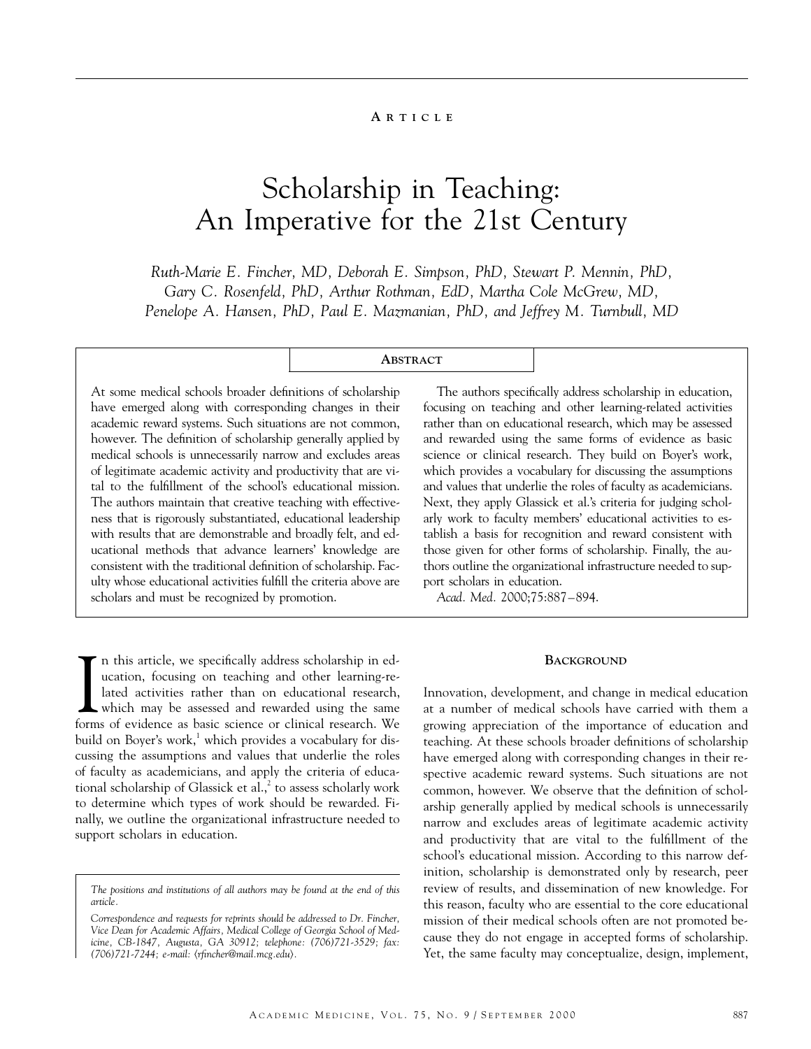ARTICLE

# Scholarship in Teaching: An Imperative for the 21st Century

*Ruth-Marie E. Fincher, MD, Deborah E. Simpson, PhD, Stewart P. Mennin, PhD, Gary C. Rosenfeld, PhD, Arthur Rothman, EdD, Martha Cole McGrew, MD, Penelope A. Hansen, PhD, Paul E. Mazmanian, PhD, and Jeffrey M. Turnbull, MD*

## ABSTRACT

At some medical schools broader definitions of scholarship have emerged along with corresponding changes in their academic reward systems. Such situations are not common, however. The definition of scholarship generally applied by medical schools is unnecessarily narrow and excludes areas of legitimate academic activity and productivity that are vital to the fulfillment of the school's educational mission. The authors maintain that creative teaching with effectiveness that is rigorously substantiated, educational leadership with results that are demonstrable and broadly felt, and educational methods that advance learners' knowledge are consistent with the traditional definition of scholarship. Faculty whose educational activities fulfill the criteria above are scholars and must be recognized by promotion.

The authors specifically address scholarship in education, focusing on teaching and other learning-related activities rather than on educational research, which may be assessed and rewarded using the same forms of evidence as basic science or clinical research. They build on Boyer's work, which provides a vocabulary for discussing the assumptions and values that underlie the roles of faculty as academicians. Next, they apply Glassick et al.'s criteria for judging scholarly work to faculty members' educational activities to establish a basis for recognition and reward consistent with those given for other forms of scholarship. Finally, the authors outline the organizational infrastructure needed to support scholars in education.

*Acad. Med.* 2000;75:887–894.

In this article, we specifically address scholarship in education, focusing on teaching and other learning-related activities rather than on educational research, which may be assessed and rewarded using the same forms of evidence as basic science or clinical research. We build on Boyer's work,[1] which provides a vocabulary for discussing the assumptions and values that underlie the roles of faculty as academicians, and apply the criteria of educational scholarship of Glassick et al.,[2] to assess scholarly work to determine which types of work should be rewarded. Finally, we outline the organizational infrastructure needed to support scholars in education.

*The positions and institutions of all authors may be found at the end of this article.*

*Correspondence and requests for reprints should be addressed to Dr. Fincher, Vice Dean for Academic Affairs, Medical College of Georgia School of Medicine, CB-1847, Augusta, GA 30912; telephone: (706)721-3529; fax: (706)721-7244; e-mail: ⟨rfincher@mail.mcg.edu⟩.*

## BACKGROUND

Innovation, development, and change in medical education at a number of medical schools have carried with them a growing appreciation of the importance of education and teaching. At these schools broader definitions of scholarship have emerged along with corresponding changes in their respective academic reward systems. Such situations are not common, however. We observe that the definition of scholarship generally applied by medical schools is unnecessarily narrow and excludes areas of legitimate academic activity and productivity that are vital to the fulfillment of the school's educational mission. According to this narrow definition, scholarship is demonstrated only by research, peer review of results, and dissemination of new knowledge. For this reason, faculty who are essential to the core educational mission of their medical schools often are not promoted because they do not engage in accepted forms of scholarship. Yet, the same faculty may conceptualize, design, implement,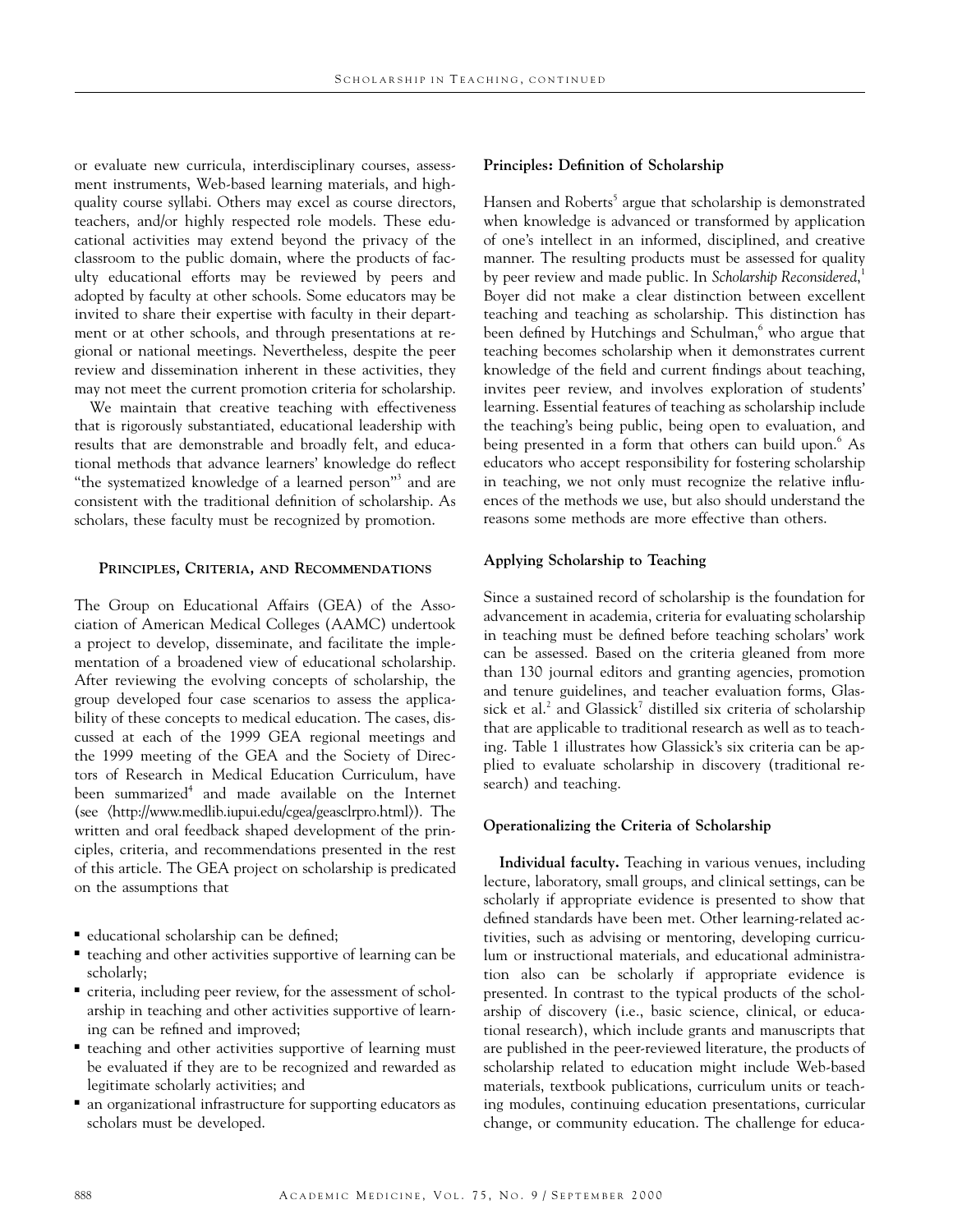or evaluate new curricula, interdisciplinary courses, assessment instruments, Web-based learning materials, and high-quality course syllabi. Others may excel as course directors, teachers, and/or highly respected role models. These educational activities may extend beyond the privacy of the classroom to the public domain, where the products of faculty educational efforts may be reviewed by peers and adopted by faculty at other schools. Some educators may be invited to share their expertise with faculty in their department or at other schools, and through presentations at regional or national meetings. Nevertheless, despite the peer review and dissemination inherent in these activities, they may not meet the current promotion criteria for scholarship.

We maintain that creative teaching with effectiveness that is rigorously substantiated, educational leadership with results that are demonstrable and broadly felt, and educational methods that advance learners' knowledge do reflect "the systematized knowledge of a learned person"[3] and are consistent with the traditional definition of scholarship. As scholars, these faculty must be recognized by promotion.

## Principles, Criteria, and Recommendations

The Group on Educational Affairs (GEA) of the Association of American Medical Colleges (AAMC) undertook a project to develop, disseminate, and facilitate the implementation of a broadened view of educational scholarship. After reviewing the evolving concepts of scholarship, the group developed four case scenarios to assess the applicability of these concepts to medical education. The cases, discussed at each of the 1999 GEA regional meetings and the 1999 meeting of the GEA and the Society of Directors of Research in Medical Education Curriculum, have been summarized[4] and made available on the Internet (see ⟨http://www.medlib.iupui.edu/cgea/geasclrpro.html⟩). The written and oral feedback shaped development of the principles, criteria, and recommendations presented in the rest of this article. The GEA project on scholarship is predicated on the assumptions that

- educational scholarship can be defined;
- teaching and other activities supportive of learning can be scholarly;
- criteria, including peer review, for the assessment of scholarship in teaching and other activities supportive of learning can be refined and improved;
- teaching and other activities supportive of learning must be evaluated if they are to be recognized and rewarded as legitimate scholarly activities; and
- an organizational infrastructure for supporting educators as scholars must be developed.

### Principles: Definition of Scholarship

Hansen and Roberts[5] argue that scholarship is demonstrated when knowledge is advanced or transformed by application of one's intellect in an informed, disciplined, and creative manner. The resulting products must be assessed for quality by peer review and made public. In *Scholarship Reconsidered*,[1] Boyer did not make a clear distinction between excellent teaching and teaching as scholarship. This distinction has been defined by Hutchings and Schulman,[6] who argue that teaching becomes scholarship when it demonstrates current knowledge of the field and current findings about teaching, invites peer review, and involves exploration of students' learning. Essential features of teaching as scholarship include the teaching's being public, being open to evaluation, and being presented in a form that others can build upon.[6] As educators who accept responsibility for fostering scholarship in teaching, we not only must recognize the relative influences of the methods we use, but also should understand the reasons some methods are more effective than others.

### Applying Scholarship to Teaching

Since a sustained record of scholarship is the foundation for advancement in academia, criteria for evaluating scholarship in teaching must be defined before teaching scholars' work can be assessed. Based on the criteria gleaned from more than 130 journal editors and granting agencies, promotion and tenure guidelines, and teacher evaluation forms, Glassick et al.[2] and Glassick[7] distilled six criteria of scholarship that are applicable to traditional research as well as to teaching. Table 1 illustrates how Glassick's six criteria can be applied to evaluate scholarship in discovery (traditional research) and teaching.

### Operationalizing the Criteria of Scholarship

**Individual faculty.** Teaching in various venues, including lecture, laboratory, small groups, and clinical settings, can be scholarly if appropriate evidence is presented to show that defined standards have been met. Other learning-related activities, such as advising or mentoring, developing curriculum or instructional materials, and educational administration also can be scholarly if appropriate evidence is presented. In contrast to the typical products of the scholarship of discovery (i.e., basic science, clinical, or educational research), which include grants and manuscripts that are published in the peer-reviewed literature, the products of scholarship related to education might include Web-based materials, textbook publications, curriculum units or teaching modules, continuing education presentations, curricular change, or community education. The challenge for educa-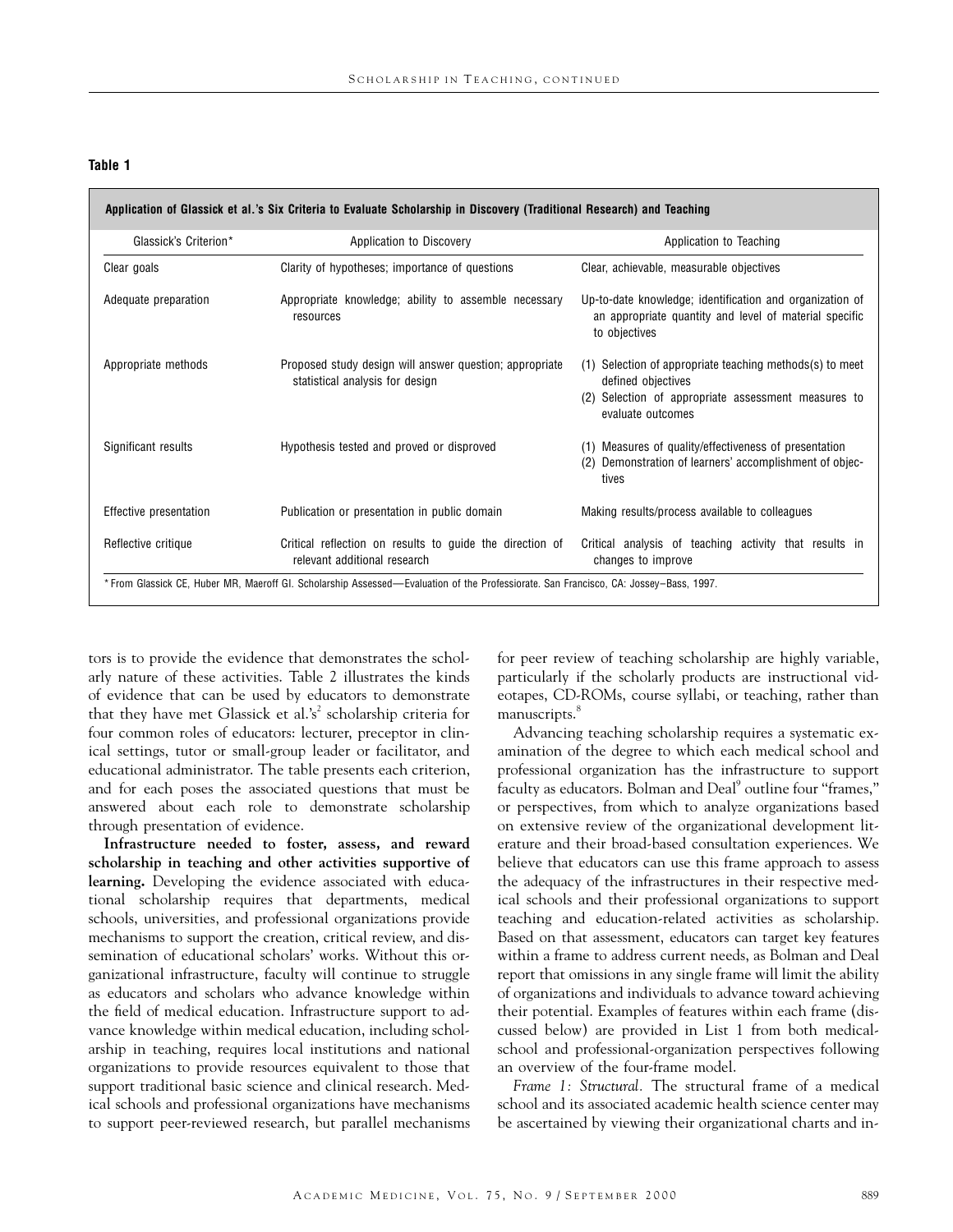**Table 1**

**Application of Glassick et al.'s Six Criteria to Evaluate Scholarship in Discovery (Traditional Research) and Teaching**

| Glassick's Criterion* | Application to Discovery | Application to Teaching |
|---|---|---|
| Clear goals | Clarity of hypotheses; importance of questions | Clear, achievable, measurable objectives |
| Adequate preparation | Appropriate knowledge; ability to assemble necessary resources | Up-to-date knowledge; identification and organization of an appropriate quantity and level of material specific to objectives |
| Appropriate methods | Proposed study design will answer question; appropriate statistical analysis for design | (1) Selection of appropriate teaching methods(s) to meet defined objectives (2) Selection of appropriate assessment measures to evaluate outcomes |
| Significant results | Hypothesis tested and proved or disproved | (1) Measures of quality/effectiveness of presentation (2) Demonstration of learners' accomplishment of objectives |
| Effective presentation | Publication or presentation in public domain | Making results/process available to colleagues |
| Reflective critique | Critical reflection on results to guide the direction of relevant additional research | Critical analysis of teaching activity that results in changes to improve |

*From Glassick CE, Huber MR, Maeroff GI. Scholarship Assessed—Evaluation of the Professoriate. San Francisco, CA: Jossey–Bass, 1997.

tors is to provide the evidence that demonstrates the scholarly nature of these activities. Table 2 illustrates the kinds of evidence that can be used by educators to demonstrate that they have met Glassick et al.'s[2] scholarship criteria for four common roles of educators: lecturer, preceptor in clinical settings, tutor or small-group leader or facilitator, and educational administrator. The table presents each criterion, and for each poses the associated questions that must be answered about each role to demonstrate scholarship through presentation of evidence.

**Infrastructure needed to foster, assess, and reward scholarship in teaching and other activities supportive of learning.** Developing the evidence associated with educational scholarship requires that departments, medical schools, universities, and professional organizations provide mechanisms to support the creation, critical review, and dissemination of educational scholars' works. Without this organizational infrastructure, faculty will continue to struggle as educators and scholars who advance knowledge within the field of medical education. Infrastructure support to advance knowledge within medical education, including scholarship in teaching, requires local institutions and national organizations to provide resources equivalent to those that support traditional basic science and clinical research. Medical schools and professional organizations have mechanisms to support peer-reviewed research, but parallel mechanisms for peer review of teaching scholarship are highly variable, particularly if the scholarly products are instructional videotapes, CD-ROMs, course syllabi, or teaching, rather than manuscripts.[8]

Advancing teaching scholarship requires a systematic examination of the degree to which each medical school and professional organization has the infrastructure to support faculty as educators. Bolman and Deal[9] outline four "frames," or perspectives, from which to analyze organizations based on extensive review of the organizational development literature and their broad-based consultation experiences. We believe that educators can use this frame approach to assess the adequacy of the infrastructures in their respective medical schools and their professional organizations to support teaching and education-related activities as scholarship. Based on that assessment, educators can target key features within a frame to address current needs, as Bolman and Deal report that omissions in any single frame will limit the ability of organizations and individuals to advance toward achieving their potential. Examples of features within each frame (discussed below) are provided in List 1 from both medical-school and professional-organization perspectives following an overview of the four-frame model.

*Frame 1: Structural.* The structural frame of a medical school and its associated academic health science center may be ascertained by viewing their organizational charts and in-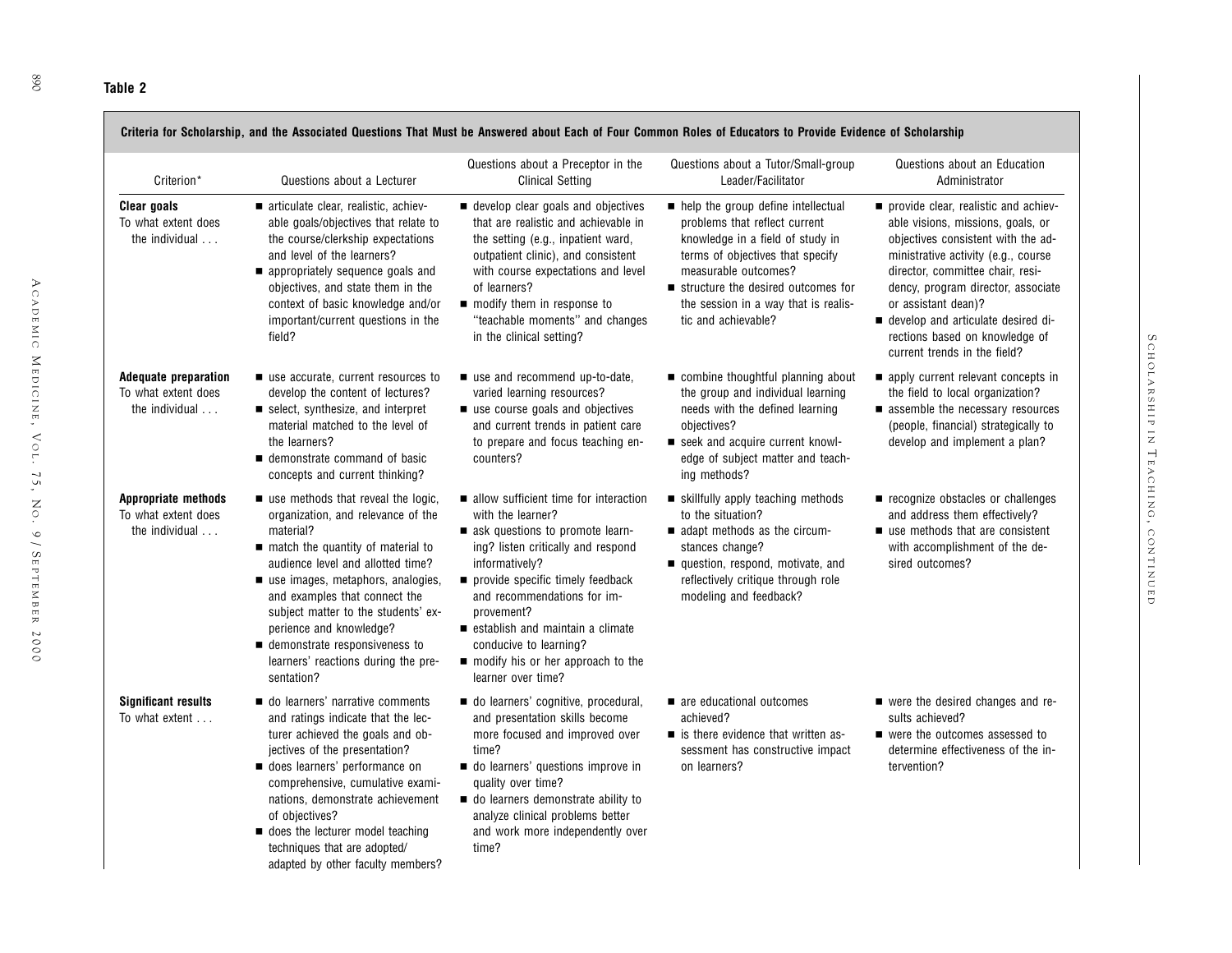**Table 2**

**Criteria for Scholarship, and the Associated Questions That Must be Answered about Each of Four Common Roles of Educators to Provide Evidence of Scholarship**

| Criterion* | Questions about a Lecturer | Questions about a Preceptor in the Clinical Setting | Questions about a Tutor/Small-group Leader/Facilitator | Questions about an Education Administrator |
|---|---|---|---|---|
| **Clear goals** To what extent does the individual . . . | ■ articulate clear, realistic, achievable goals/objectives that relate to the course/clerkship expectations and level of the learners? ■ appropriately sequence goals and objectives, and state them in the context of basic knowledge and/or important/current questions in the field? | ■ develop clear goals and objectives that are realistic and achievable in the setting (e.g., inpatient ward, outpatient clinic), and consistent with course expectations and level of learners? ■ modify them in response to "teachable moments" and changes in the clinical setting? | ■ help the group define intellectual problems that reflect current knowledge in a field of study in terms of objectives that specify measurable outcomes? ■ structure the desired outcomes for the session in a way that is realistic and achievable? | ■ provide clear, realistic and achievable visions, missions, goals, or objectives consistent with the administrative activity (e.g., course director, committee chair, residency, program director, associate or assistant dean)? ■ develop and articulate desired directions based on knowledge of current trends in the field? |
| **Adequate preparation** To what extent does the individual . . . | ■ use accurate, current resources to develop the content of lectures? ■ select, synthesize, and interpret material matched to the level of the learners? ■ demonstrate command of basic concepts and current thinking? | ■ use and recommend up-to-date, varied learning resources? ■ use course goals and objectives and current trends in patient care to prepare and focus teaching encounters? | ■ combine thoughtful planning about the group and individual learning needs with the defined learning objectives? ■ seek and acquire current knowledge of subject matter and teaching methods? | ■ apply current relevant concepts in the field to local organization? ■ assemble the necessary resources (people, financial) strategically to develop and implement a plan? |
| **Appropriate methods** To what extent does the individual . . . | ■ use methods that reveal the logic, organization, and relevance of the material? ■ match the quantity of material to audience level and allotted time? ■ use images, metaphors, analogies, and examples that connect the subject matter to the students' experience and knowledge? ■ demonstrate responsiveness to learners' reactions during the presentation? | ■ allow sufficient time for interaction with the learner? ■ ask questions to promote learning? listen critically and respond informatively? ■ provide specific timely feedback and recommendations for improvement? ■ establish and maintain a climate conducive to learning? ■ modify his or her approach to the learner over time? | ■ skillfully apply teaching methods to the situation? ■ adapt methods as the circumstances change? ■ question, respond, motivate, and reflectively critique through role modeling and feedback? | ■ recognize obstacles or challenges and address them effectively? ■ use methods that are consistent with accomplishment of the desired outcomes? |
| **Significant results** To what extent . . . | ■ do learners' narrative comments and ratings indicate that the lecturer achieved the goals and objectives of the presentation? ■ does learners' performance on comprehensive, cumulative examinations, demonstrate achievement of objectives? ■ does the lecturer model teaching techniques that are adopted/adapted by other faculty members? | ■ do learners' cognitive, procedural, and presentation skills become more focused and improved over time? ■ do learners' questions improve in quality over time? ■ do learners demonstrate ability to analyze clinical problems better and work more independently over time? | ■ are educational outcomes achieved? ■ is there evidence that written assessment has constructive impact on learners? | ■ were the desired changes and results achieved? ■ were the outcomes assessed to determine effectiveness of the intervention? |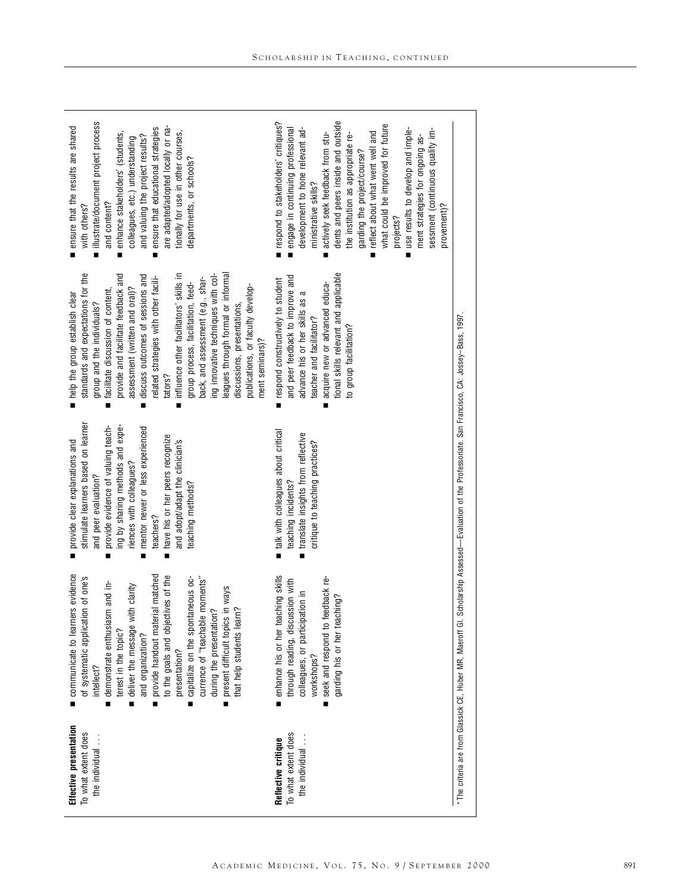| | | | | |
|---|---|---|---|---|
| **Effective presentation** To what extent does the individual . . . | ■ communicate to learners evidence of systematic application of one's intellect?<br>■ demonstrate enthusiasm and interest in the topic?<br>■ deliver the message with clarity and organization?<br>■ provide handout material matched to the goals and objectives of the presentation?<br>■ capitalize on the spontaneous occurrence of "teachable moments" during the presentation?<br>■ present difficult topics in ways that help students learn? | ■ provide clear explanations and stimulate learners based on learner and peer evaluation?<br>■ provide evidence of valuing teaching by sharing methods and experiences with colleagues?<br>■ mentor newer or less experienced teachers?<br>■ have his or her peers recognize and adopt/adapt the clinician's teaching methods? | ■ help the group establish clear standards and expectations for the group and the individuals?<br>■ facilitate discussion of content, provide and facilitate feedback and assessment (written and oral)?<br>■ discuss outcomes of sessions and related strategies with other facilitators?<br>■ influence other facilitators' skills in group process, facilitation, feedback, and assessment (e.g., sharing innovative techniques with colleagues through formal or informal discussions, presentations, publications, or faculty development seminars)? | ■ ensure that the results are shared with others?<br>■ illustrate/document project process and content?<br>■ enhance stakeholders' (students, colleagues, etc.) understanding and valuing the project results?<br>■ ensure that educational strategies are adapted/adopted locally or nationally for use in other courses, departments, or schools? |
| **Reflective critique** To what extent does the individual . . . | ■ enhance his or her teaching skills through reading, discussion with colleagues, or participation in workshops?<br>■ seek and respond to feedback regarding his or her teaching? | ■ talk with colleagues about critical teaching incidents?<br>■ translate insights from reflective critique to teaching practices? | ■ respond constructively to student and peer feedback to improve and advance his or her skills as a teacher and facilitator?<br>■ acquire new or advanced educational skills relevant and applicable to group facilitation? | ■ respond to stakeholders' critiques?<br>■ engage in continuing professional development to hone relevant administrative skills?<br>■ actively seek feedback from students and peers inside and outside the institution as appropriate regarding the project/course?<br>■ reflect about what went well and what could be improved for future projects?<br>■ use results to develop and implement strategies for ongoing assessment (continuous quality improvement)? |

*The criteria are from Glassick CE, Huber MR, Maeroff GI. Scholarship Assessed—Evaluation of the Professoriate. San Francisco, CA: Jossey–Bass, 1997.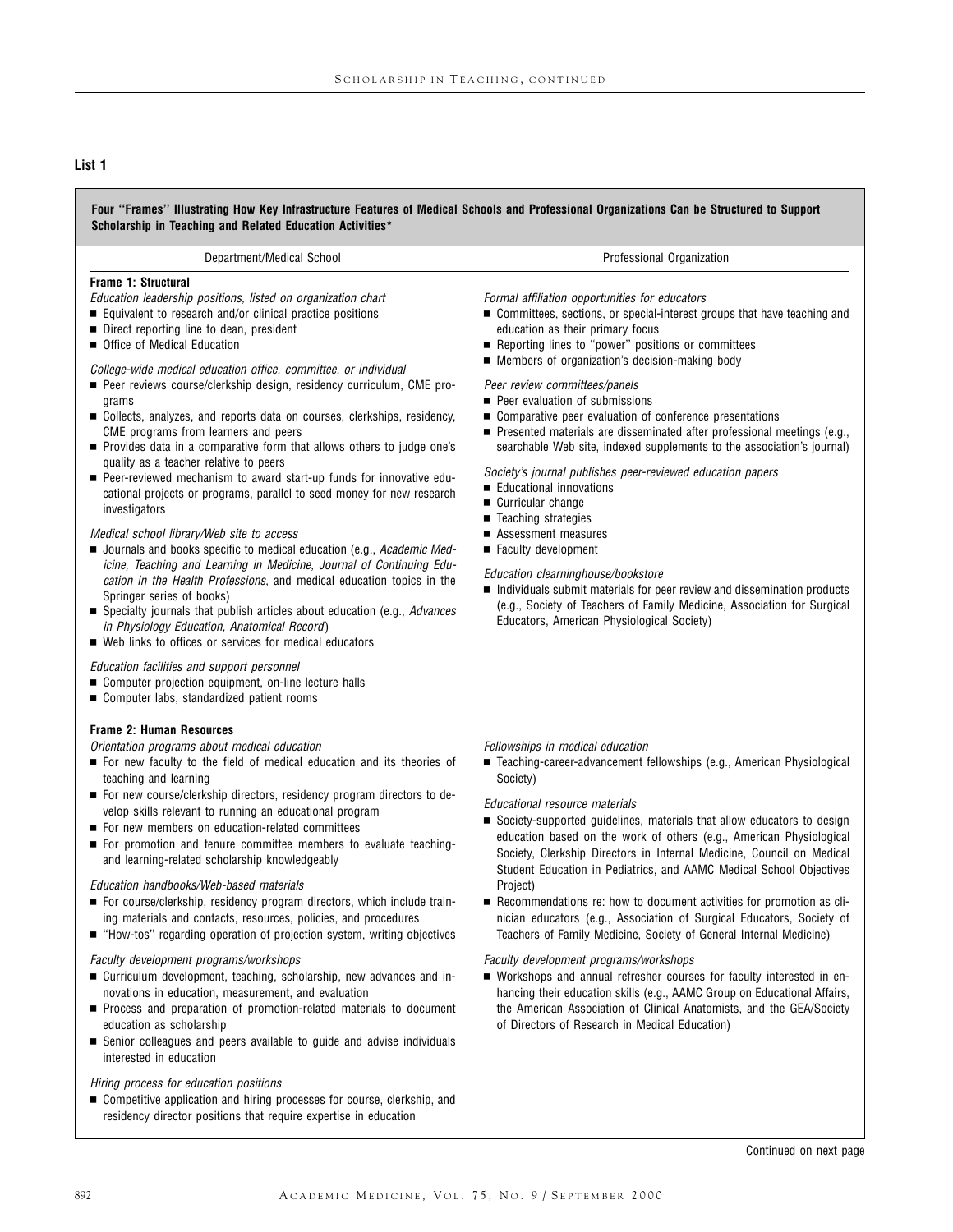### List 1

**Four "Frames" Illustrating How Key Infrastructure Features of Medical Schools and Professional Organizations Can be Structured to Support Scholarship in Teaching and Related Education Activities***

| Department/Medical School | Professional Organization |
|---|---|
| **Frame 1: Structural** | |
| *Education leadership positions, listed on organization chart*<br>■ Equivalent to research and/or clinical practice positions<br>■ Direct reporting line to dean, president<br>■ Office of Medical Education | *Formal affiliation opportunities for educators*<br>■ Committees, sections, or special-interest groups that have teaching and education as their primary focus<br>■ Reporting lines to "power" positions or committees<br>■ Members of organization's decision-making body |
| *College-wide medical education office, committee, or individual*<br>■ Peer reviews course/clerkship design, residency curriculum, CME programs<br>■ Collects, analyzes, and reports data on courses, clerkships, residency, CME programs from learners and peers<br>■ Provides data in a comparative form that allows others to judge one's quality as a teacher relative to peers<br>■ Peer-reviewed mechanism to award start-up funds for innovative educational projects or programs, parallel to seed money for new research investigators | *Peer review committees/panels*<br>■ Peer evaluation of submissions<br>■ Comparative peer evaluation of conference presentations<br>■ Presented materials are disseminated after professional meetings (e.g., searchable Web site, indexed supplements to the association's journal) |
| *Medical school library/Web site to access*<br>■ Journals and books specific to medical education (e.g., *Academic Medicine, Teaching and Learning in Medicine, Journal of Continuing Education in the Health Professions*, and medical education topics in the Springer series of books)<br>■ Specialty journals that publish articles about education (e.g., *Advances in Physiology Education, Anatomical Record*)<br>■ Web links to offices or services for medical educators | *Society's journal publishes peer-reviewed education papers*<br>■ Educational innovations<br>■ Curricular change<br>■ Teaching strategies<br>■ Assessment measures<br>■ Faculty development |
| *Education facilities and support personnel*<br>■ Computer projection equipment, on-line lecture halls<br>■ Computer labs, standardized patient rooms | *Education clearninghouse/bookstore*<br>■ Individuals submit materials for peer review and dissemination products (e.g., Society of Teachers of Family Medicine, Association for Surgical Educators, American Physiological Society) |
| **Frame 2: Human Resources** | |
| *Orientation programs about medical education*<br>■ For new faculty to the field of medical education and its theories of teaching and learning<br>■ For new course/clerkship directors, residency program directors to develop skills relevant to running an educational program<br>■ For new members on education-related committees<br>■ For promotion and tenure committee members to evaluate teaching- and learning-related scholarship knowledgeably | *Fellowships in medical education*<br>■ Teaching-career-advancement fellowships (e.g., American Physiological Society) |
| *Education handbooks/Web-based materials*<br>■ For course/clerkship, residency program directors, which include training materials and contacts, resources, policies, and procedures<br>■ "How-tos" regarding operation of projection system, writing objectives | *Educational resource materials*<br>■ Society-supported guidelines, materials that allow educators to design education based on the work of others (e.g., American Physiological Society, Clerkship Directors in Internal Medicine, Council on Medical Student Education in Pediatrics, and AAMC Medical School Objectives Project)<br>■ Recommendations re: how to document activities for promotion as clinician educators (e.g., Association of Surgical Educators, Society of Teachers of Family Medicine, Society of General Internal Medicine) |
| *Faculty development programs/workshops*<br>■ Curriculum development, teaching, scholarship, new advances and innovations in education, measurement, and evaluation<br>■ Process and preparation of promotion-related materials to document education as scholarship<br>■ Senior colleagues and peers available to guide and advise individuals interested in education | *Faculty development programs/workshops*<br>■ Workshops and annual refresher courses for faculty interested in enhancing their education skills (e.g., AAMC Group on Educational Affairs, the American Association of Clinical Anatomists, and the GEA/Society of Directors of Research in Medical Education) |
| *Hiring process for education positions*<br>■ Competitive application and hiring processes for course, clerkship, and residency director positions that require expertise in education | |

Continued on next page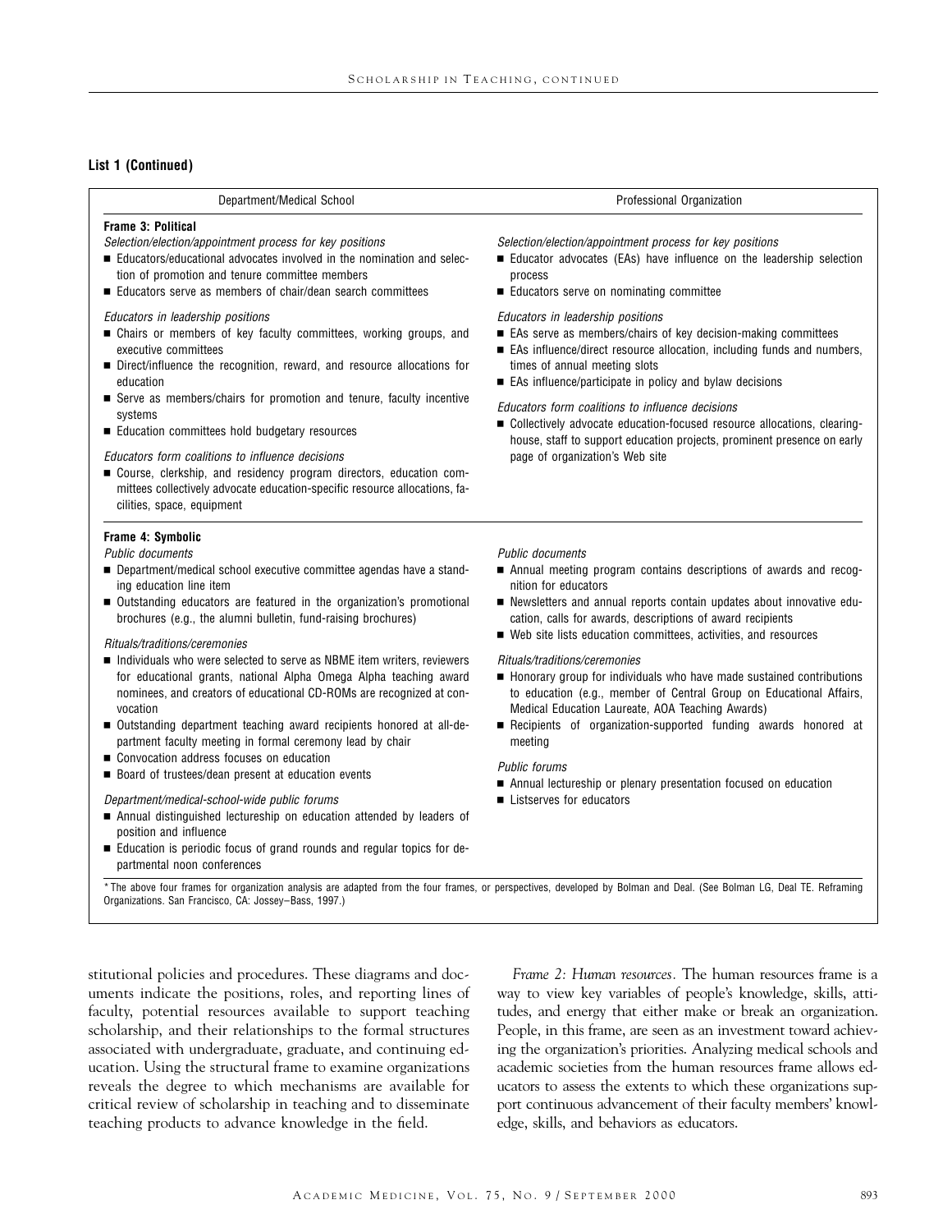**List 1 (Continued)**

| Department/Medical School | Professional Organization |
|---|---|
| **Frame 3: Political** | |
| *Selection/election/appointment process for key positions* | *Selection/election/appointment process for key positions* |
| ■ Educators/educational advocates involved in the nomination and selection of promotion and tenure committee members<br>■ Educators serve as members of chair/dean search committees | ■ Educator advocates (EAs) have influence on the leadership selection process<br>■ Educators serve on nominating committee |
| *Educators in leadership positions* | *Educators in leadership positions* |
| ■ Chairs or members of key faculty committees, working groups, and executive committees<br>■ Direct/influence the recognition, reward, and resource allocations for education<br>■ Serve as members/chairs for promotion and tenure, faculty incentive systems<br>■ Education committees hold budgetary resources | ■ EAs serve as members/chairs of key decision-making committees<br>■ EAs influence/direct resource allocation, including funds and numbers, times of annual meeting slots<br>■ EAs influence/participate in policy and bylaw decisions |
| *Educators form coalitions to influence decisions* | *Educators form coalitions to influence decisions* |
| ■ Course, clerkship, and residency program directors, education committees collectively advocate education-specific resource allocations, facilities, space, equipment | ■ Collectively advocate education-focused resource allocations, clearinghouse, staff to support education projects, prominent presence on early page of organization's Web site |
| **Frame 4: Symbolic** | |
| *Public documents* | *Public documents* |
| ■ Department/medical school executive committee agendas have a standing education line item<br>■ Outstanding educators are featured in the organization's promotional brochures (e.g., the alumni bulletin, fund-raising brochures) | ■ Annual meeting program contains descriptions of awards and recognition for educators<br>■ Newsletters and annual reports contain updates about innovative education, calls for awards, descriptions of award recipients<br>■ Web site lists education committees, activities, and resources |
| *Rituals/traditions/ceremonies* | *Rituals/traditions/ceremonies* |
| ■ Individuals who were selected to serve as NBME item writers, reviewers for educational grants, national Alpha Omega Alpha teaching award nominees, and creators of educational CD-ROMs are recognized at convocation<br>■ Outstanding department teaching award recipients honored at all-department faculty meeting in formal ceremony lead by chair<br>■ Convocation address focuses on education<br>■ Board of trustees/dean present at education events | ■ Honorary group for individuals who have made sustained contributions to education (e.g., member of Central Group on Educational Affairs, Medical Education Laureate, AOA Teaching Awards)<br>■ Recipients of organization-supported funding awards honored at meeting |
| *Department/medical-school-wide public forums* | *Public forums* |
| ■ Annual distinguished lectureship on education attended by leaders of position and influence<br>■ Education is periodic focus of grand rounds and regular topics for departmental noon conferences | ■ Annual lectureship or plenary presentation focused on education<br>■ Listserves for educators |

\* The above four frames for organization analysis are adapted from the four frames, or perspectives, developed by Bolman and Deal. (See Bolman LG, Deal TE. Reframing Organizations. San Francisco, CA: Jossey–Bass, 1997.)

stitutional policies and procedures. These diagrams and documents indicate the positions, roles, and reporting lines of faculty, potential resources available to support teaching scholarship, and their relationships to the formal structures associated with undergraduate, graduate, and continuing education. Using the structural frame to examine organizations reveals the degree to which mechanisms are available for critical review of scholarship in teaching and to disseminate teaching products to advance knowledge in the field.

*Frame 2: Human resources.* The human resources frame is a way to view key variables of people's knowledge, skills, attitudes, and energy that either make or break an organization. People, in this frame, are seen as an investment toward achieving the organization's priorities. Analyzing medical schools and academic societies from the human resources frame allows educators to assess the extents to which these organizations support continuous advancement of their faculty members' knowledge, skills, and behaviors as educators.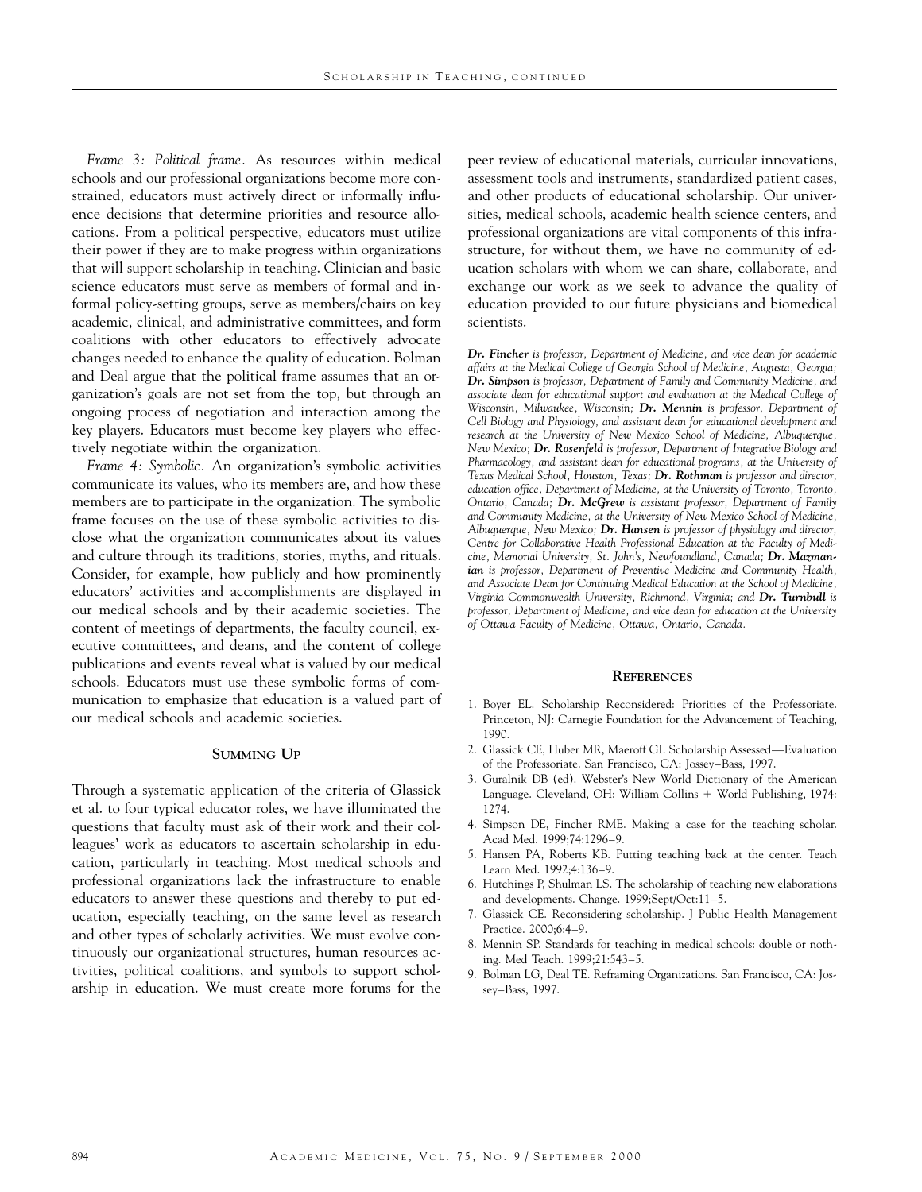*Frame 3: Political frame.* As resources within medical schools and our professional organizations become more constrained, educators must actively direct or informally influence decisions that determine priorities and resource allocations. From a political perspective, educators must utilize their power if they are to make progress within organizations that will support scholarship in teaching. Clinician and basic science educators must serve as members of formal and informal policy-setting groups, serve as members/chairs on key academic, clinical, and administrative committees, and form coalitions with other educators to effectively advocate changes needed to enhance the quality of education. Bolman and Deal argue that the political frame assumes that an organization's goals are not set from the top, but through an ongoing process of negotiation and interaction among the key players. Educators must become key players who effectively negotiate within the organization.

*Frame 4: Symbolic.* An organization's symbolic activities communicate its values, who its members are, and how these members are to participate in the organization. The symbolic frame focuses on the use of these symbolic activities to disclose what the organization communicates about its values and culture through its traditions, stories, myths, and rituals. Consider, for example, how publicly and how prominently educators' activities and accomplishments are displayed in our medical schools and by their academic societies. The content of meetings of departments, the faculty council, executive committees, and deans, and the content of college publications and events reveal what is valued by our medical schools. Educators must use these symbolic forms of communication to emphasize that education is a valued part of our medical schools and academic societies.

## Summing Up

Through a systematic application of the criteria of Glassick et al. to four typical educator roles, we have illuminated the questions that faculty must ask of their work and their colleagues' work as educators to ascertain scholarship in education, particularly in teaching. Most medical schools and professional organizations lack the infrastructure to enable educators to answer these questions and thereby to put education, especially teaching, on the same level as research and other types of scholarly activities. We must evolve continuously our organizational structures, human resources activities, political coalitions, and symbols to support scholarship in education. We must create more forums for the peer review of educational materials, curricular innovations, assessment tools and instruments, standardized patient cases, and other products of educational scholarship. Our universities, medical schools, academic health science centers, and professional organizations are vital components of this infrastructure, for without them, we have no community of education scholars with whom we can share, collaborate, and exchange our work as we seek to advance the quality of education provided to our future physicians and biomedical scientists.

***Dr. Fincher*** *is professor, Department of Medicine, and vice dean for academic affairs at the Medical College of Georgia School of Medicine, Augusta, Georgia;* ***Dr. Simpson*** *is professor, Department of Family and Community Medicine, and associate dean for educational support and evaluation at the Medical College of Wisconsin, Milwaukee, Wisconsin;* ***Dr. Mennin*** *is professor, Department of Cell Biology and Physiology, and assistant dean for educational development and research at the University of New Mexico School of Medicine, Albuquerque, New Mexico;* ***Dr. Rosenfeld*** *is professor, Department of Integrative Biology and Pharmacology, and assistant dean for educational programs, at the University of Texas Medical School, Houston, Texas;* ***Dr. Rothman*** *is professor and director, education office, Department of Medicine, at the University of Toronto, Toronto, Ontario, Canada;* ***Dr. McGrew*** *is assistant professor, Department of Family and Community Medicine, at the University of New Mexico School of Medicine, Albuquerque, New Mexico;* ***Dr. Hansen*** *is professor of physiology and director, Centre for Collaborative Health Professional Education at the Faculty of Medicine, Memorial University, St. John's, Newfoundland, Canada;* ***Dr. Mazmanian*** *is professor, Department of Preventive Medicine and Community Health, and Associate Dean for Continuing Medical Education at the School of Medicine, Virginia Commonwealth University, Richmond, Virginia; and* ***Dr. Turnbull*** *is professor, Department of Medicine, and vice dean for education at the University of Ottawa Faculty of Medicine, Ottawa, Ontario, Canada.*

## References

1. Boyer EL. Scholarship Reconsidered: Priorities of the Professoriate. Princeton, NJ: Carnegie Foundation for the Advancement of Teaching, 1990.
2. Glassick CE, Huber MR, Maeroff GI. Scholarship Assessed—Evaluation of the Professoriate. San Francisco, CA: Jossey–Bass, 1997.
3. Guralnik DB (ed). Webster's New World Dictionary of the American Language. Cleveland, OH: William Collins + World Publishing, 1974: 1274.
4. Simpson DE, Fincher RME. Making a case for the teaching scholar. Acad Med. 1999;74:1296–9.
5. Hansen PA, Roberts KB. Putting teaching back at the center. Teach Learn Med. 1992;4:136–9.
6. Hutchings P, Shulman LS. The scholarship of teaching new elaborations and developments. Change. 1999;Sept/Oct:11–5.
7. Glassick CE. Reconsidering scholarship. J Public Health Management Practice. 2000;6:4–9.
8. Mennin SP. Standards for teaching in medical schools: double or nothing. Med Teach. 1999;21:543–5.
9. Bolman LG, Deal TE. Reframing Organizations. San Francisco, CA: Jossey–Bass, 1997.